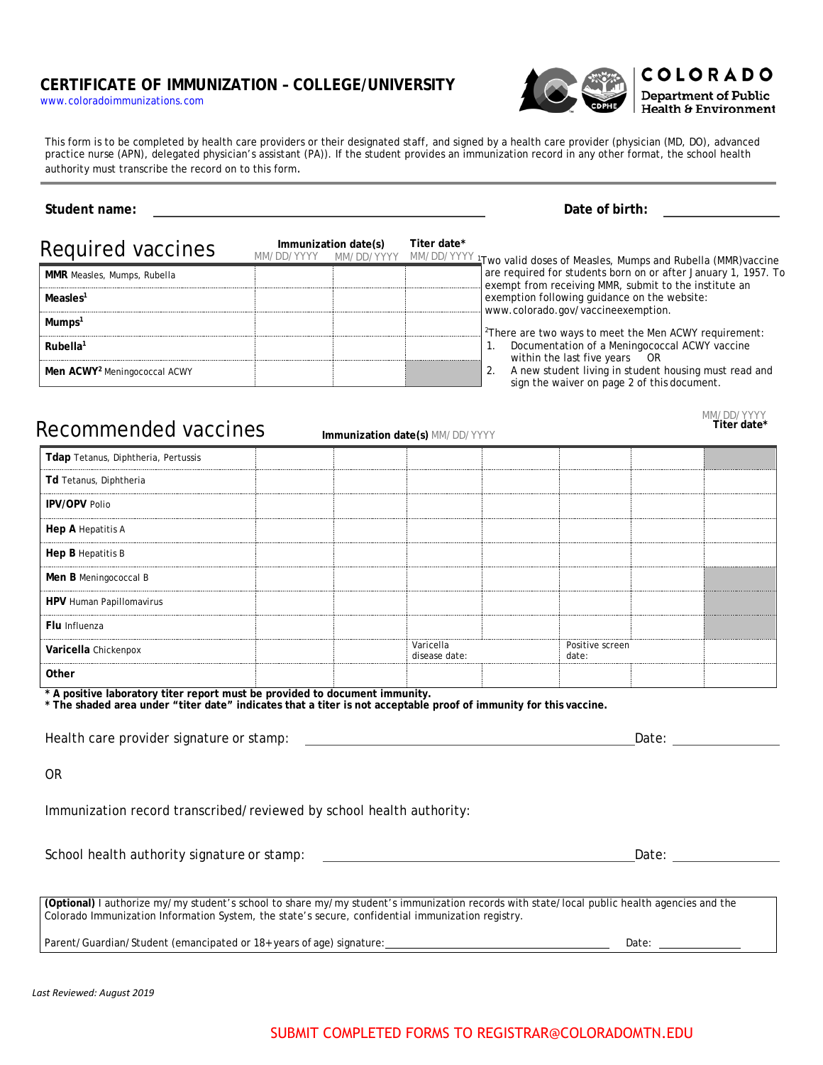# CERTIFICATE OF IMMUNIZATION – COLLEGE/UNIVERSITY

www.coloradoimmunizations.com

COLORADO Department of Public Health & Environment

This form is to be completed by health care providers or their designated staff, and signed by a health care provider (physician (MD, DO), advanced practice nurse (APN), delegated physician's assistant (PA)). If the student provides an immunization record in any other format, the school health authority must transcribe the record on to this form.

**Student name:** ______________________________ **Date of birth:** ______________

## Required vaccines

| Required vaccines | Immunization date(s) MM/DD/YYYY | MM/DD/YYYY | Titer date* MM/DD/YYYY |
|---|---|---|---|
| **MMR** Measles, Mumps, Rubella | | | |
| **Measles**[1] | | | |
| **Mumps**[1] | | | |
| **Rubella**[1] | | | |
| **Men ACWY**[2] Meningococcal ACWY | | | (shaded) |

[1]Two valid doses of Measles, Mumps and Rubella (MMR)vaccine are required for students born on or after January 1, 1957. To exempt from receiving MMR, submit to the institute an exemption following guidance on the website: www.colorado.gov/vaccineexemption.

[2]There are two ways to meet the Men ACWY requirement:

1. Documentation of a Meningococcal ACWY vaccine within the last five years OR
2. A new student living in student housing must read and sign the waiver on page 2 of this document.

## Recommended vaccines

| Recommended vaccines | Immunization date(s) MM/DD/YYYY | | | | | | Titer date* MM/DD/YYYY |
|---|---|---|---|---|---|---|---|
| **Tdap** Tetanus, Diphtheria, Pertussis | | | | | | | (shaded) |
| **Td** Tetanus, Diphtheria | | | | | | | |
| **IPV/OPV** Polio | | | | | | | |
| **Hep A** Hepatitis A | | | | | | | |
| **Hep B** Hepatitis B | | | | | | | |
| **Men B** Meningococcal B | | | | | | | (shaded) |
| **HPV** Human Papillomavirus | | | | | | | (shaded) |
| **Flu** Influenza | | | | | | | (shaded) |
| **Varicella** Chickenpox | | | Varicella disease date: | | Positive screen date: | | |
| **Other** | | | | | | | |

**\* A positive laboratory titer report must be provided to document immunity.**
**\* The shaded area under "titer date" indicates that a titer is not acceptable proof of immunity for this vaccine.**

Health care provider signature or stamp: ______________________________ Date: ____________

OR

Immunization record transcribed/reviewed by school health authority:

School health authority signature or stamp: ______________________________ Date: ____________

**(Optional)** I authorize my/my student's school to share my/my student's immunization records with state/local public health agencies and the Colorado Immunization Information System, the state's secure, confidential immunization registry.

Parent/Guardian/Student (emancipated or 18+ years of age) signature: ______________________________ Date: ____________

*Last Reviewed: August 2019*

SUBMIT COMPLETED FORMS TO REGISTRAR@COLORADOMTN.EDU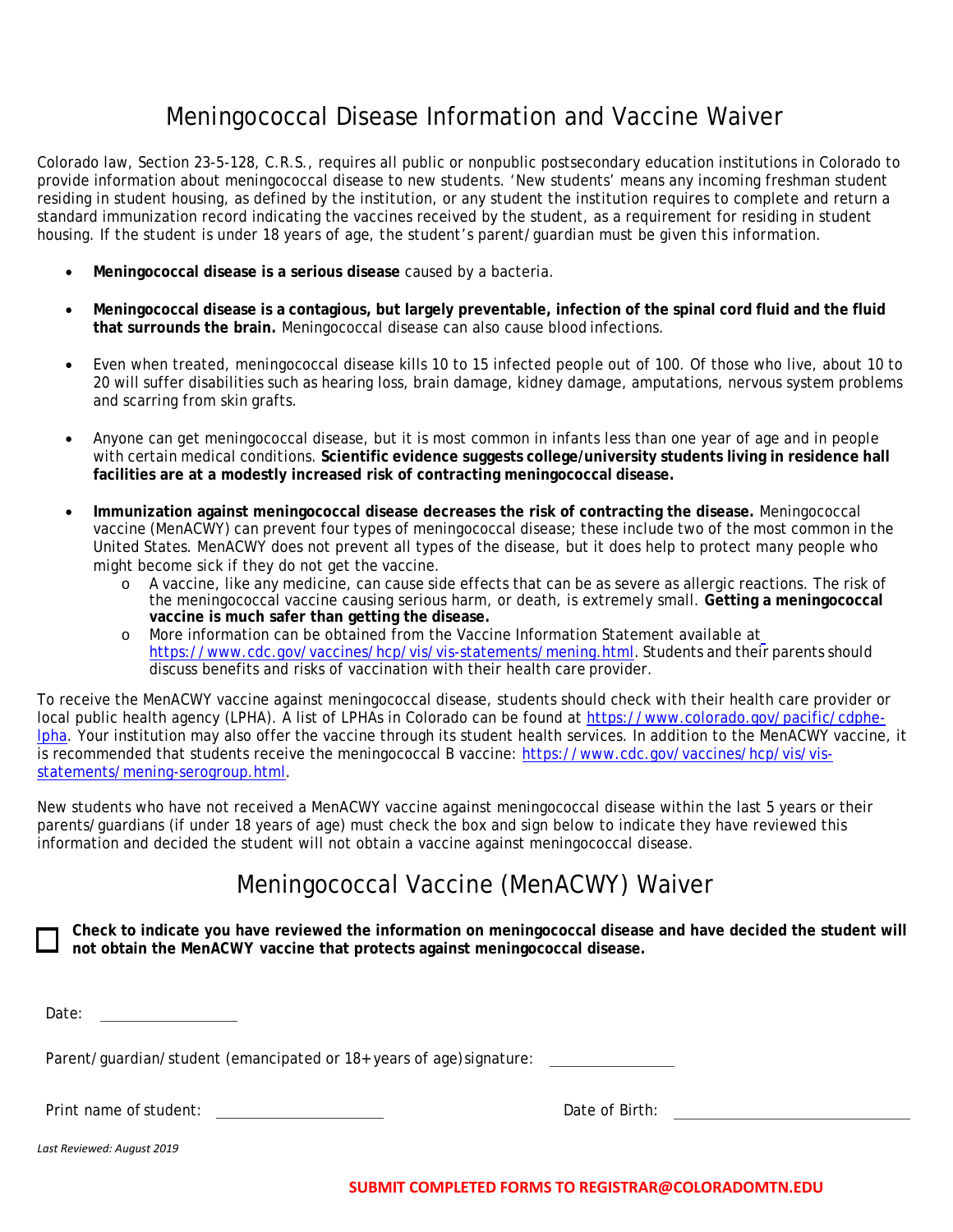# Meningococcal Disease Information and Vaccine Waiver

Colorado law, Section 23-5-128, C.R.S., requires all public or nonpublic postsecondary education institutions in Colorado to provide information about meningococcal disease to new students. 'New students' means any incoming freshman student residing in student housing, as defined by the institution, or any student the institution requires to complete and return a standard immunization record indicating the vaccines received by the student, as a requirement for residing in student housing. If the student is under 18 years of age, the student's parent/guardian must be given this information.

- **Meningococcal disease is a serious disease** caused by a bacteria.
- **Meningococcal disease is a contagious, but largely preventable, infection of the spinal cord fluid and the fluid that surrounds the brain.** Meningococcal disease can also cause blood infections.
- Even when treated, meningococcal disease kills 10 to 15 infected people out of 100. Of those who live, about 10 to 20 will suffer disabilities such as hearing loss, brain damage, kidney damage, amputations, nervous system problems and scarring from skin grafts.
- Anyone can get meningococcal disease, but it is most common in infants less than one year of age and in people with certain medical conditions. **Scientific evidence suggests college/university students living in residence hall facilities are at a modestly increased risk of contracting meningococcal disease.**
- **Immunization against meningococcal disease decreases the risk of contracting the disease.** Meningococcal vaccine (MenACWY) can prevent four types of meningococcal disease; these include two of the most common in the United States. MenACWY does not prevent all types of the disease, but it does help to protect many people who might become sick if they do not get the vaccine.
    - A vaccine, like any medicine, can cause side effects that can be as severe as allergic reactions. The risk of the meningococcal vaccine causing serious harm, or death, is extremely small. **Getting a meningococcal vaccine is much safer than getting the disease.**
    - More information can be obtained from the Vaccine Information Statement available at https://www.cdc.gov/vaccines/hcp/vis/vis-statements/mening.html. Students and their parents should discuss benefits and risks of vaccination with their health care provider.

To receive the MenACWY vaccine against meningococcal disease, students should check with their health care provider or local public health agency (LPHA). A list of LPHAs in Colorado can be found at https://www.colorado.gov/pacific/cdphe-lpha. Your institution may also offer the vaccine through its student health services. In addition to the MenACWY vaccine, it is recommended that students receive the meningococcal B vaccine: https://www.cdc.gov/vaccines/hcp/vis/vis-statements/mening-serogroup.html.

New students who have not received a MenACWY vaccine against meningococcal disease within the last 5 years or their parents/guardians (if under 18 years of age) must check the box and sign below to indicate they have reviewed this information and decided the student will not obtain a vaccine against meningococcal disease.

## Meningococcal Vaccine (MenACWY) Waiver

☐ **Check to indicate you have reviewed the information on meningococcal disease and have decided the student will not obtain the MenACWY vaccine that protects against meningococcal disease.**

Date: ____________________

Parent/guardian/student (emancipated or 18+ years of age) signature: ____________________

Print name of student: ____________________ Date of Birth: ____________________

*Last Reviewed: August 2019*

**SUBMIT COMPLETED FORMS TO REGISTRAR@COLORADOMTN.EDU**